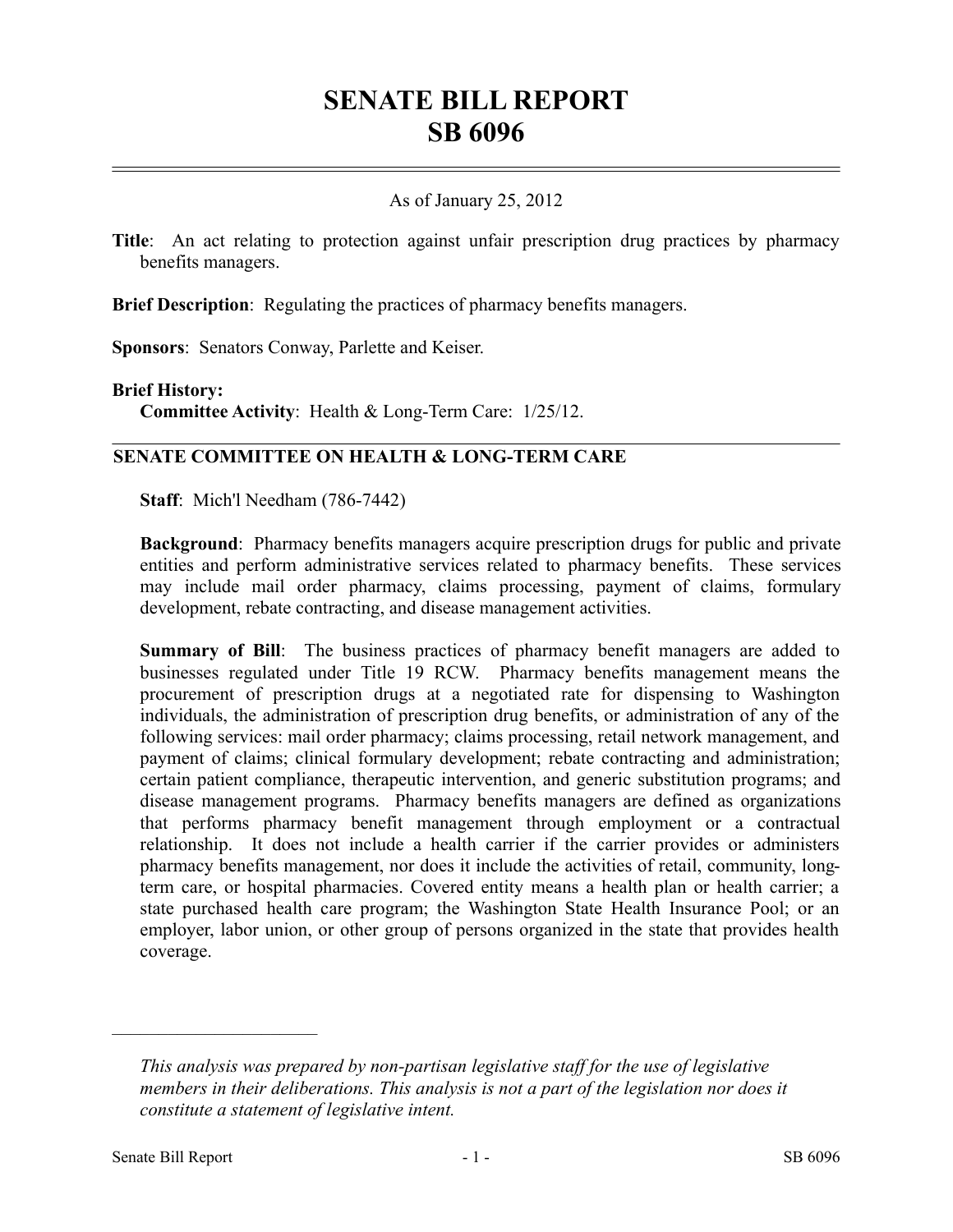# SENATE BILL REPORT
# SB 6096

As of January 25, 2012

**Title**: An act relating to protection against unfair prescription drug practices by pharmacy benefits managers.

**Brief Description**: Regulating the practices of pharmacy benefits managers.

**Sponsors**: Senators Conway, Parlette and Keiser.

**Brief History:**

**Committee Activity**: Health & Long-Term Care: 1/25/12.

## SENATE COMMITTEE ON HEALTH & LONG-TERM CARE

**Staff**: Mich'l Needham (786-7442)

**Background**: Pharmacy benefits managers acquire prescription drugs for public and private entities and perform administrative services related to pharmacy benefits. These services may include mail order pharmacy, claims processing, payment of claims, formulary development, rebate contracting, and disease management activities.

**Summary of Bill**: The business practices of pharmacy benefit managers are added to businesses regulated under Title 19 RCW. Pharmacy benefits management means the procurement of prescription drugs at a negotiated rate for dispensing to Washington individuals, the administration of prescription drug benefits, or administration of any of the following services: mail order pharmacy; claims processing, retail network management, and payment of claims; clinical formulary development; rebate contracting and administration; certain patient compliance, therapeutic intervention, and generic substitution programs; and disease management programs. Pharmacy benefits managers are defined as organizations that performs pharmacy benefit management through employment or a contractual relationship. It does not include a health carrier if the carrier provides or administers pharmacy benefits management, nor does it include the activities of retail, community, long-term care, or hospital pharmacies. Covered entity means a health plan or health carrier; a state purchased health care program; the Washington State Health Insurance Pool; or an employer, labor union, or other group of persons organized in the state that provides health coverage.

---

*This analysis was prepared by non-partisan legislative staff for the use of legislative members in their deliberations. This analysis is not a part of the legislation nor does it constitute a statement of legislative intent.*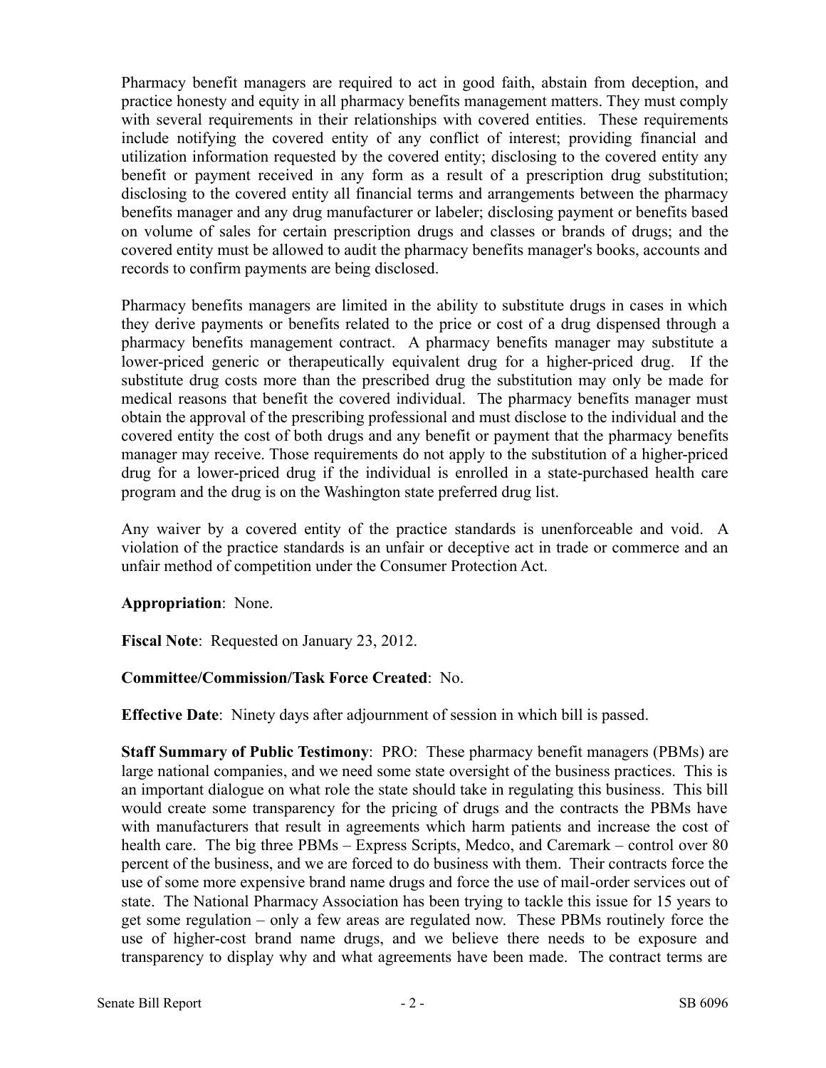Pharmacy benefit managers are required to act in good faith, abstain from deception, and practice honesty and equity in all pharmacy benefits management matters. They must comply with several requirements in their relationships with covered entities. These requirements include notifying the covered entity of any conflict of interest; providing financial and utilization information requested by the covered entity; disclosing to the covered entity any benefit or payment received in any form as a result of a prescription drug substitution; disclosing to the covered entity all financial terms and arrangements between the pharmacy benefits manager and any drug manufacturer or labeler; disclosing payment or benefits based on volume of sales for certain prescription drugs and classes or brands of drugs; and the covered entity must be allowed to audit the pharmacy benefits manager's books, accounts and records to confirm payments are being disclosed.

Pharmacy benefits managers are limited in the ability to substitute drugs in cases in which they derive payments or benefits related to the price or cost of a drug dispensed through a pharmacy benefits management contract. A pharmacy benefits manager may substitute a lower-priced generic or therapeutically equivalent drug for a higher-priced drug. If the substitute drug costs more than the prescribed drug the substitution may only be made for medical reasons that benefit the covered individual. The pharmacy benefits manager must obtain the approval of the prescribing professional and must disclose to the individual and the covered entity the cost of both drugs and any benefit or payment that the pharmacy benefits manager may receive. Those requirements do not apply to the substitution of a higher-priced drug for a lower-priced drug if the individual is enrolled in a state-purchased health care program and the drug is on the Washington state preferred drug list.

Any waiver by a covered entity of the practice standards is unenforceable and void. A violation of the practice standards is an unfair or deceptive act in trade or commerce and an unfair method of competition under the Consumer Protection Act.

**Appropriation**: None.

**Fiscal Note**: Requested on January 23, 2012.

**Committee/Commission/Task Force Created**: No.

**Effective Date**: Ninety days after adjournment of session in which bill is passed.

**Staff Summary of Public Testimony**: PRO: These pharmacy benefit managers (PBMs) are large national companies, and we need some state oversight of the business practices. This is an important dialogue on what role the state should take in regulating this business. This bill would create some transparency for the pricing of drugs and the contracts the PBMs have with manufacturers that result in agreements which harm patients and increase the cost of health care. The big three PBMs – Express Scripts, Medco, and Caremark – control over 80 percent of the business, and we are forced to do business with them. Their contracts force the use of some more expensive brand name drugs and force the use of mail-order services out of state. The National Pharmacy Association has been trying to tackle this issue for 15 years to get some regulation – only a few areas are regulated now. These PBMs routinely force the use of higher-cost brand name drugs, and we believe there needs to be exposure and transparency to display why and what agreements have been made. The contract terms are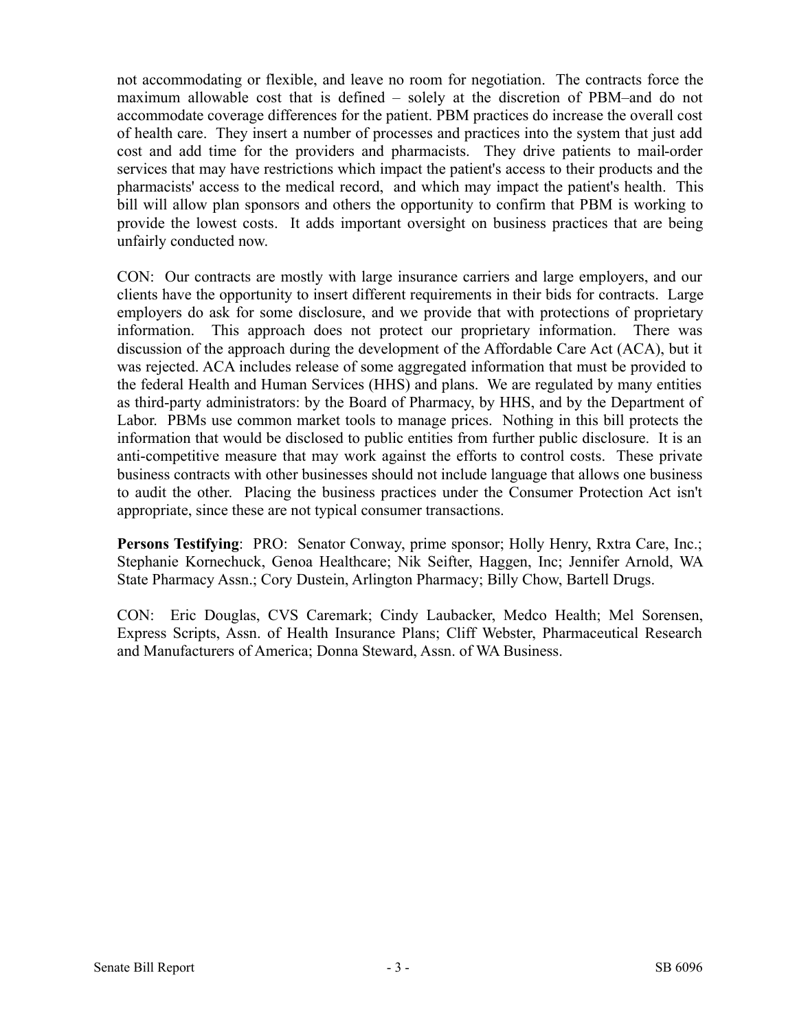not accommodating or flexible, and leave no room for negotiation. The contracts force the maximum allowable cost that is defined – solely at the discretion of PBM–and do not accommodate coverage differences for the patient. PBM practices do increase the overall cost of health care. They insert a number of processes and practices into the system that just add cost and add time for the providers and pharmacists. They drive patients to mail-order services that may have restrictions which impact the patient's access to their products and the pharmacists' access to the medical record, and which may impact the patient's health. This bill will allow plan sponsors and others the opportunity to confirm that PBM is working to provide the lowest costs. It adds important oversight on business practices that are being unfairly conducted now.

CON: Our contracts are mostly with large insurance carriers and large employers, and our clients have the opportunity to insert different requirements in their bids for contracts. Large employers do ask for some disclosure, and we provide that with protections of proprietary information. This approach does not protect our proprietary information. There was discussion of the approach during the development of the Affordable Care Act (ACA), but it was rejected. ACA includes release of some aggregated information that must be provided to the federal Health and Human Services (HHS) and plans. We are regulated by many entities as third-party administrators: by the Board of Pharmacy, by HHS, and by the Department of Labor. PBMs use common market tools to manage prices. Nothing in this bill protects the information that would be disclosed to public entities from further public disclosure. It is an anti-competitive measure that may work against the efforts to control costs. These private business contracts with other businesses should not include language that allows one business to audit the other. Placing the business practices under the Consumer Protection Act isn't appropriate, since these are not typical consumer transactions.

**Persons Testifying**: PRO: Senator Conway, prime sponsor; Holly Henry, Rxtra Care, Inc.; Stephanie Kornechuck, Genoa Healthcare; Nik Seifter, Haggen, Inc; Jennifer Arnold, WA State Pharmacy Assn.; Cory Dustein, Arlington Pharmacy; Billy Chow, Bartell Drugs.

CON: Eric Douglas, CVS Caremark; Cindy Laubacker, Medco Health; Mel Sorensen, Express Scripts, Assn. of Health Insurance Plans; Cliff Webster, Pharmaceutical Research and Manufacturers of America; Donna Steward, Assn. of WA Business.